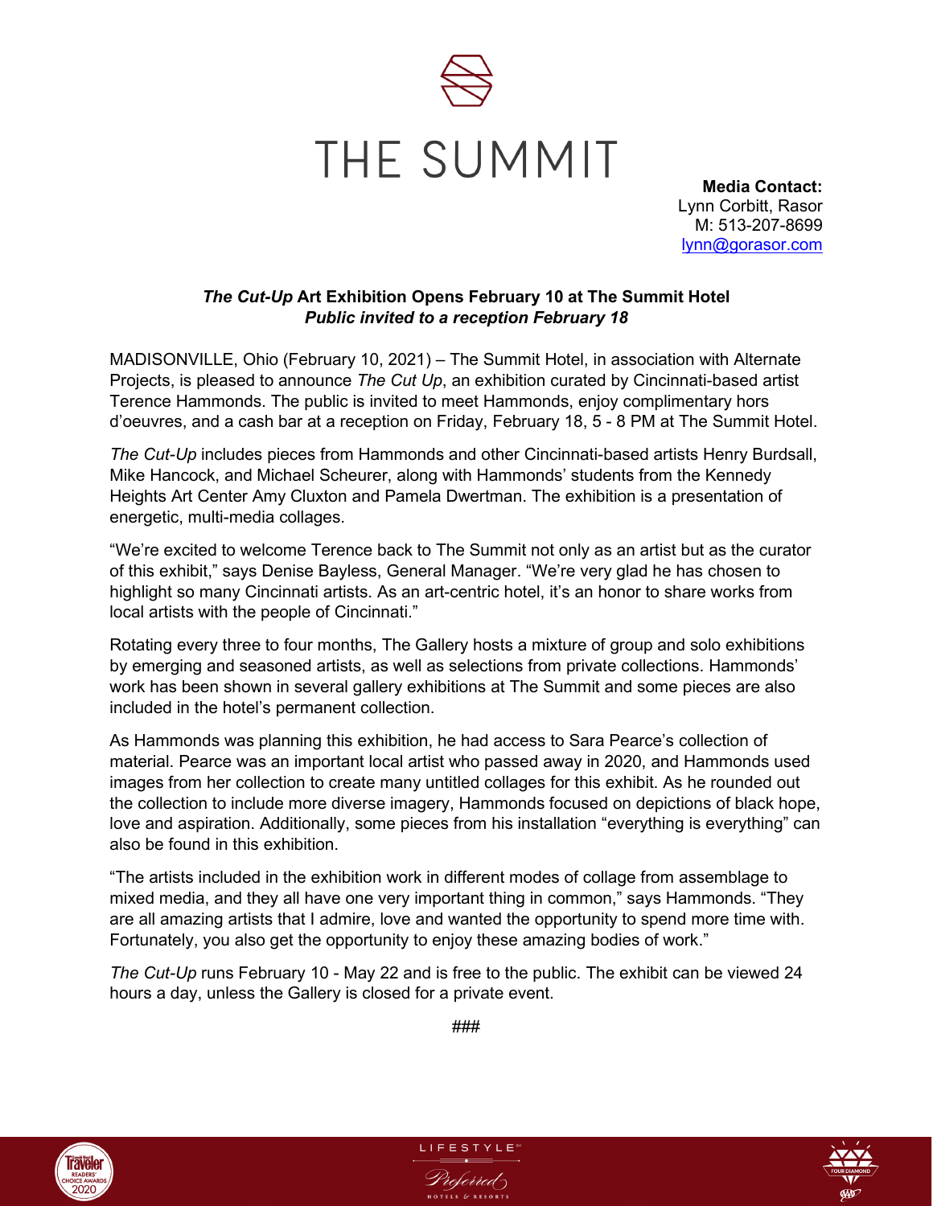# THE SUMMIT

**Media Contact:**
Lynn Corbitt, Rasor
M: 513-207-8699
lynn@gorasor.com

## ***The Cut-Up*** **Art Exhibition Opens February 10 at The Summit Hotel**
### ***Public invited to a reception February 18***

MADISONVILLE, Ohio (February 10, 2021) – The Summit Hotel, in association with Alternate Projects, is pleased to announce *The Cut Up*, an exhibition curated by Cincinnati-based artist Terence Hammonds. The public is invited to meet Hammonds, enjoy complimentary hors d'oeuvres, and a cash bar at a reception on Friday, February 18, 5 - 8 PM at The Summit Hotel.

*The Cut-Up* includes pieces from Hammonds and other Cincinnati-based artists Henry Burdsall, Mike Hancock, and Michael Scheurer, along with Hammonds' students from the Kennedy Heights Art Center Amy Cluxton and Pamela Dwertman. The exhibition is a presentation of energetic, multi-media collages.

"We're excited to welcome Terence back to The Summit not only as an artist but as the curator of this exhibit," says Denise Bayless, General Manager. "We're very glad he has chosen to highlight so many Cincinnati artists. As an art-centric hotel, it's an honor to share works from local artists with the people of Cincinnati."

Rotating every three to four months, The Gallery hosts a mixture of group and solo exhibitions by emerging and seasoned artists, as well as selections from private collections. Hammonds' work has been shown in several gallery exhibitions at The Summit and some pieces are also included in the hotel's permanent collection.

As Hammonds was planning this exhibition, he had access to Sara Pearce's collection of material. Pearce was an important local artist who passed away in 2020, and Hammonds used images from her collection to create many untitled collages for this exhibit. As he rounded out the collection to include more diverse imagery, Hammonds focused on depictions of black hope, love and aspiration. Additionally, some pieces from his installation "everything is everything" can also be found in this exhibition.

"The artists included in the exhibition work in different modes of collage from assemblage to mixed media, and they all have one very important thing in common," says Hammonds. "They are all amazing artists that I admire, love and wanted the opportunity to spend more time with. Fortunately, you also get the opportunity to enjoy these amazing bodies of work."

*The Cut-Up* runs February 10 - May 22 and is free to the public. The exhibit can be viewed 24 hours a day, unless the Gallery is closed for a private event.

###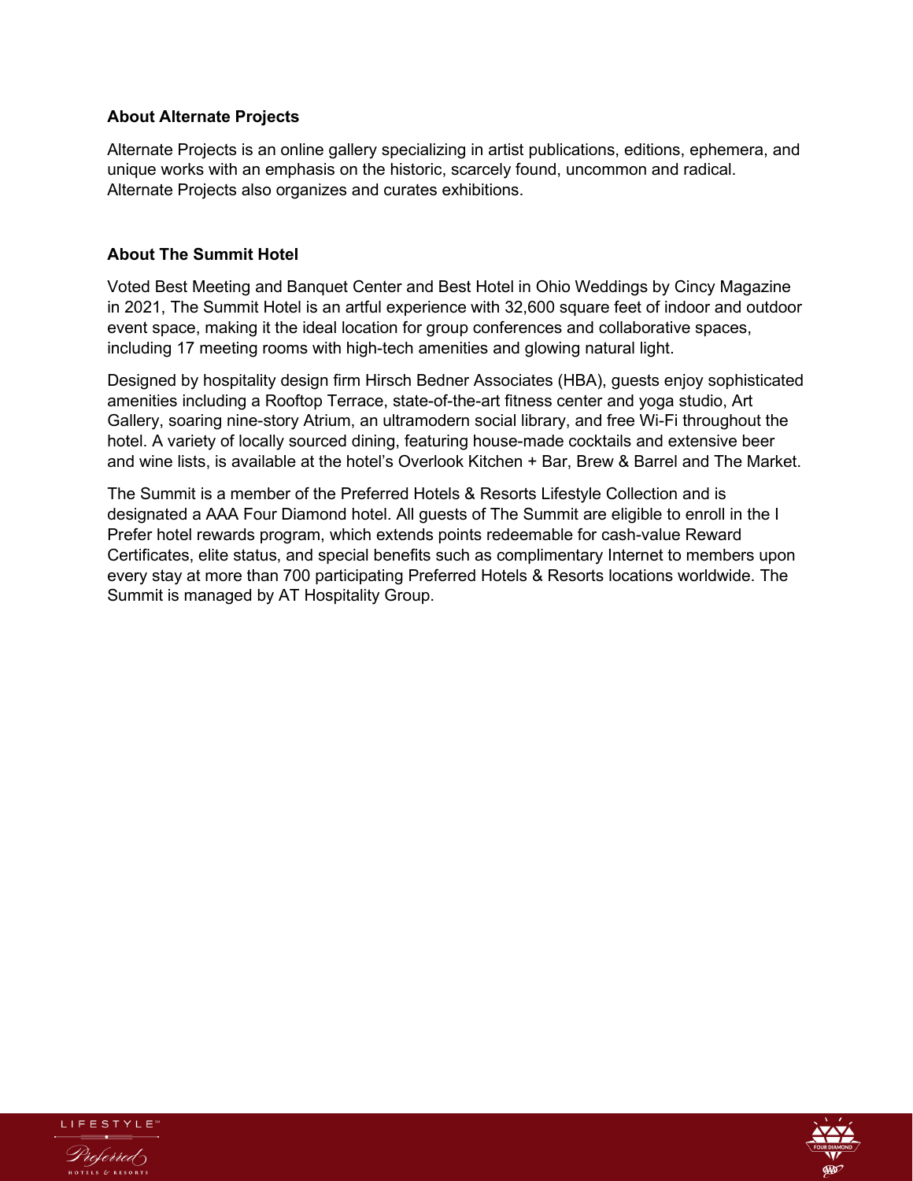## About Alternate Projects

Alternate Projects is an online gallery specializing in artist publications, editions, ephemera, and unique works with an emphasis on the historic, scarcely found, uncommon and radical. Alternate Projects also organizes and curates exhibitions.

## About The Summit Hotel

Voted Best Meeting and Banquet Center and Best Hotel in Ohio Weddings by Cincy Magazine in 2021, The Summit Hotel is an artful experience with 32,600 square feet of indoor and outdoor event space, making it the ideal location for group conferences and collaborative spaces, including 17 meeting rooms with high-tech amenities and glowing natural light.

Designed by hospitality design firm Hirsch Bedner Associates (HBA), guests enjoy sophisticated amenities including a Rooftop Terrace, state-of-the-art fitness center and yoga studio, Art Gallery, soaring nine-story Atrium, an ultramodern social library, and free Wi-Fi throughout the hotel. A variety of locally sourced dining, featuring house-made cocktails and extensive beer and wine lists, is available at the hotel's Overlook Kitchen + Bar, Brew & Barrel and The Market.

The Summit is a member of the Preferred Hotels & Resorts Lifestyle Collection and is designated a AAA Four Diamond hotel. All guests of The Summit are eligible to enroll in the I Prefer hotel rewards program, which extends points redeemable for cash-value Reward Certificates, elite status, and special benefits such as complimentary Internet to members upon every stay at more than 700 participating Preferred Hotels & Resorts locations worldwide. The Summit is managed by AT Hospitality Group.